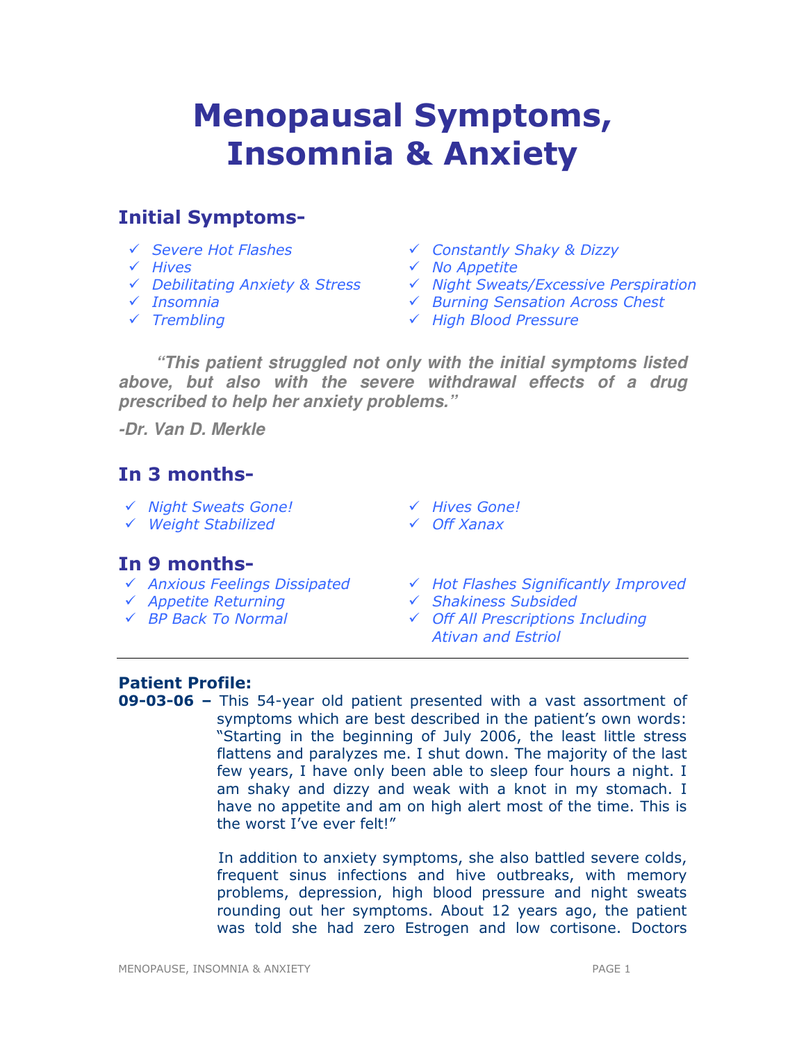# Menopausal Symptoms, Insomnia & Anxiety

## Initial Symptoms-

- ✓ *Severe Hot Flashes*
- ✓ *Hives*
- ✓ *Debilitating Anxiety & Stress*
- ✓ *Insomnia*
- ✓ *Trembling*
- ✓ *Constantly Shaky & Dizzy*
- ✓ *No Appetite*
- ✓ *Night Sweats/Excessive Perspiration*
- ✓ *Burning Sensation Across Chest*
- ✓ *High Blood Pressure*

> ***"This patient struggled not only with the initial symptoms listed above, but also with the severe withdrawal effects of a drug prescribed to help her anxiety problems."***
>
> ***-Dr. Van D. Merkle***

## In 3 months-

- ✓ *Night Sweats Gone!*
- ✓ *Weight Stabilized*
- ✓ *Hives Gone!*
- ✓ *Off Xanax*

## In 9 months-

- ✓ *Anxious Feelings Dissipated*
- ✓ *Appetite Returning*
- ✓ *BP Back To Normal*
- ✓ *Hot Flashes Significantly Improved*
- ✓ *Shakiness Subsided*
- ✓ *Off All Prescriptions Including Ativan and Estriol*

---

### Patient Profile:

**09-03-06 –** This 54-year old patient presented with a vast assortment of symptoms which are best described in the patient's own words: "Starting in the beginning of July 2006, the least little stress flattens and paralyzes me. I shut down. The majority of the last few years, I have only been able to sleep four hours a night. I am shaky and dizzy and weak with a knot in my stomach. I have no appetite and am on high alert most of the time. This is the worst I've ever felt!"

In addition to anxiety symptoms, she also battled severe colds, frequent sinus infections and hive outbreaks, with memory problems, depression, high blood pressure and night sweats rounding out her symptoms. About 12 years ago, the patient was told she had zero Estrogen and low cortisone. Doctors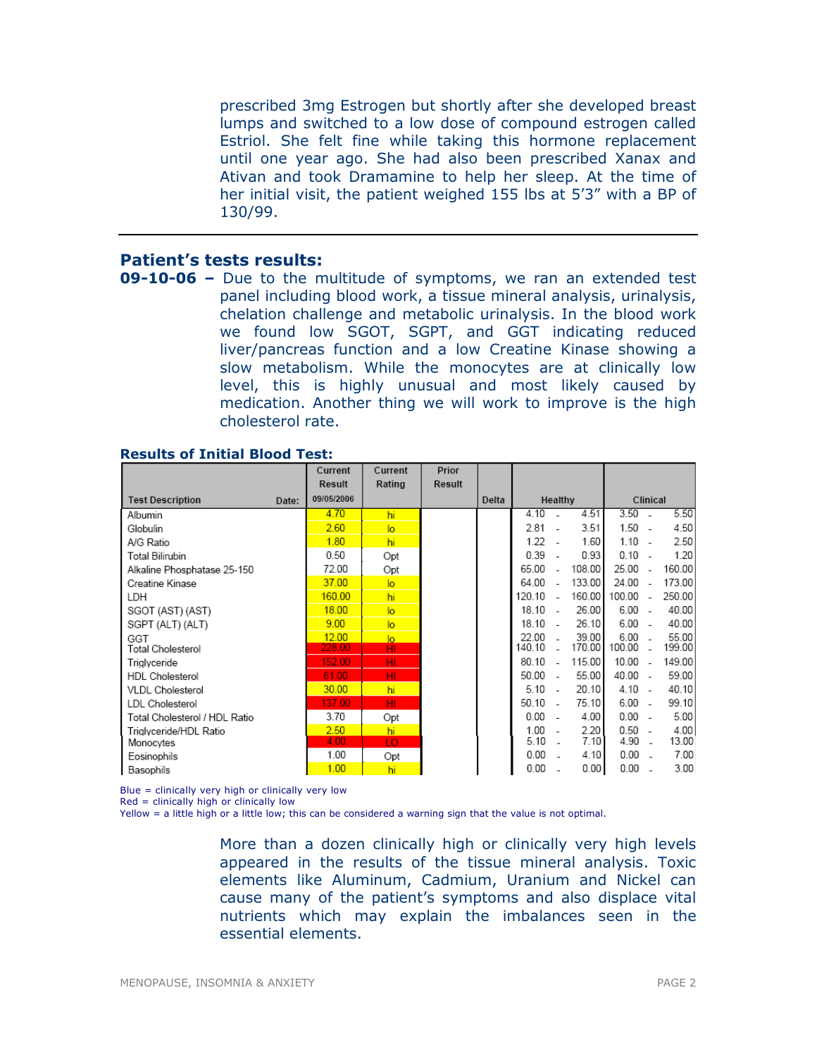prescribed 3mg Estrogen but shortly after she developed breast lumps and switched to a low dose of compound estrogen called Estriol. She felt fine while taking this hormone replacement until one year ago. She had also been prescribed Xanax and Ativan and took Dramamine to help her sleep. At the time of her initial visit, the patient weighed 155 lbs at 5'3" with a BP of 130/99.

---

## Patient's tests results:

**09-10-06 –** Due to the multitude of symptoms, we ran an extended test panel including blood work, a tissue mineral analysis, urinalysis, chelation challenge and metabolic urinalysis. In the blood work we found low SGOT, SGPT, and GGT indicating reduced liver/pancreas function and a low Creatine Kinase showing a slow metabolism. While the monocytes are at clinically low level, this is highly unusual and most likely caused by medication. Another thing we will work to improve is the high cholesterol rate.

### Results of Initial Blood Test:

| Test Description | Current Result 09/05/2006 | Current Rating | Prior Result | Delta | Healthy | Clinical |
|---|---|---|---|---|---|---|
| Albumin | 4.70 | hi | | | 4.10 - 4.51 | 3.50 - 5.50 |
| Globulin | 2.60 | lo | | | 2.81 - 3.51 | 1.50 - 4.50 |
| A/G Ratio | 1.80 | hi | | | 1.22 - 1.60 | 1.10 - 2.50 |
| Total Bilirubin | 0.50 | Opt | | | 0.39 - 0.93 | 0.10 - 1.20 |
| Alkaline Phosphatase 25-150 | 72.00 | Opt | | | 65.00 - 108.00 | 25.00 - 160.00 |
| Creatine Kinase | 37.00 | lo | | | 64.00 - 133.00 | 24.00 - 173.00 |
| LDH | 160.00 | hi | | | 120.10 - 160.00 | 100.00 - 250.00 |
| SGOT (AST) (AST) | 18.00 | lo | | | 18.10 - 26.00 | 6.00 - 40.00 |
| SGPT (ALT) (ALT) | 9.00 | lo | | | 18.10 - 26.10 | 6.00 - 40.00 |
| GGT | 12.00 | lo | | | 22.00 - 39.00 | 6.00 - 55.00 |
| Total Cholesterol | 228.00 | HI | | | 140.10 - 170.00 | 100.00 - 199.00 |
| Triglyceride | 152.00 | HI | | | 80.10 - 115.00 | 10.00 - 149.00 |
| HDL Cholesterol | 61.00 | HI | | | 50.00 - 55.00 | 40.00 - 59.00 |
| VLDL Cholesterol | 30.00 | hi | | | 5.10 - 20.10 | 4.10 - 40.10 |
| LDL Cholesterol | 137.00 | HI | | | 50.10 - 75.10 | 6.00 - 99.10 |
| Total Cholesterol / HDL Ratio | 3.70 | Opt | | | 0.00 - 4.00 | 0.00 - 5.00 |
| Triglyceride/HDL Ratio | 2.50 | hi | | | 1.00 - 2.20 | 0.50 - 4.00 |
| Monocytes | 4.00 | LO | | | 5.10 - 7.10 | 4.90 - 13.00 |
| Eosinophils | 1.00 | Opt | | | 0.00 - 4.10 | 0.00 - 7.00 |
| Basophils | 1.00 | hi | | | 0.00 - 0.00 | 0.00 - 3.00 |

Blue = clinically very high or clinically very low
Red = clinically high or clinically low
Yellow = a little high or a little low; this can be considered a warning sign that the value is not optimal.

More than a dozen clinically high or clinically very high levels appeared in the results of the tissue mineral analysis. Toxic elements like Aluminum, Cadmium, Uranium and Nickel can cause many of the patient's symptoms and also displace vital nutrients which may explain the imbalances seen in the essential elements.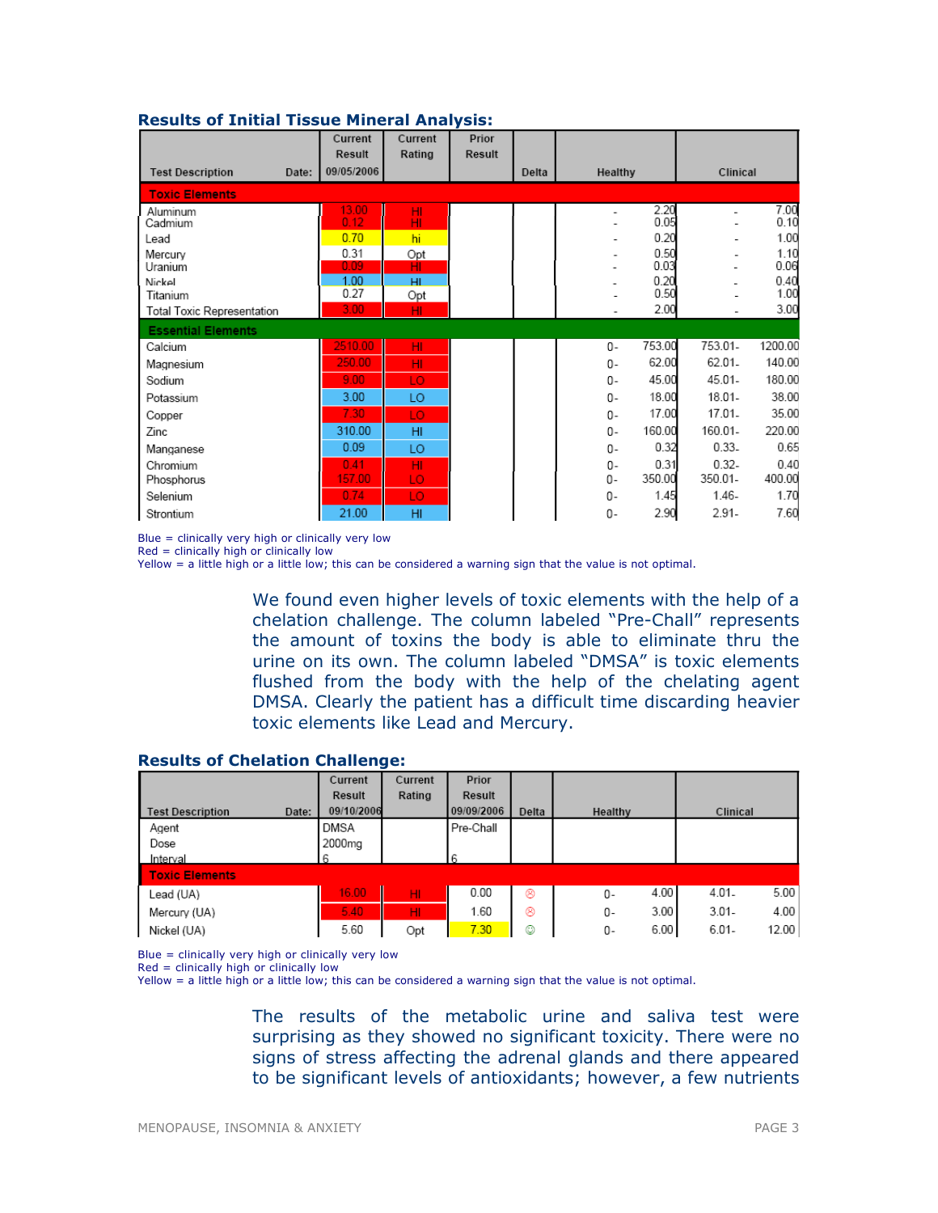### Results of Initial Tissue Mineral Analysis:

| Test Description Date: | Current Result 09/05/2006 | Current Rating | Prior Result | Delta | Healthy | | Clinical | |
|---|---|---|---|---|---|---|---|---|
| **Toxic Elements** | | | | | | | | |
| Aluminum | 13.00 | HI | | | - | 2.20 | - | 7.00 |
| Cadmium | 0.12 | HI | | | - | 0.05 | - | 0.10 |
| Lead | 0.70 | hi | | | - | 0.20 | - | 1.00 |
| Mercury | 0.31 | Opt | | | - | 0.50 | - | 1.10 |
| Uranium | 0.09 | HI | | | - | 0.03 | - | 0.06 |
| Nickel | 1.00 | HI | | | - | 0.20 | - | 0.40 |
| Titanium | 0.27 | Opt | | | - | 0.50 | - | 1.00 |
| Total Toxic Representation | 3.00 | HI | | | - | 2.00 | - | 3.00 |
| **Essential Elements** | | | | | | | | |
| Calcium | 2510.00 | HI | | | 0- | 753.00 | 753.01- | 1200.00 |
| Magnesium | 250.00 | HI | | | 0- | 62.00 | 62.01- | 140.00 |
| Sodium | 9.00 | LO | | | 0- | 45.00 | 45.01- | 180.00 |
| Potassium | 3.00 | LO | | | 0- | 18.00 | 18.01- | 38.00 |
| Copper | 7.30 | LO | | | 0- | 17.00 | 17.01- | 35.00 |
| Zinc | 310.00 | HI | | | 0- | 160.00 | 160.01- | 220.00 |
| Manganese | 0.09 | LO | | | 0- | 0.32 | 0.33- | 0.65 |
| Chromium | 0.41 | HI | | | 0- | 0.31 | 0.32- | 0.40 |
| Phosphorus | 157.00 | LO | | | 0- | 350.00 | 350.01- | 400.00 |
| Selenium | 0.74 | LO | | | 0- | 1.45 | 1.46- | 1.70 |
| Strontium | 21.00 | HI | | | 0- | 2.90 | 2.91- | 7.60 |

Blue = clinically very high or clinically very low
Red = clinically high or clinically low
Yellow = a little high or a little low; this can be considered a warning sign that the value is not optimal.

We found even higher levels of toxic elements with the help of a chelation challenge. The column labeled "Pre-Chall" represents the amount of toxins the body is able to eliminate thru the urine on its own. The column labeled "DMSA" is toxic elements flushed from the body with the help of the chelating agent DMSA. Clearly the patient has a difficult time discarding heavier toxic elements like Lead and Mercury.

### Results of Chelation Challenge:

| Test Description Date: | Current Result 09/10/2006 | Current Rating | Prior Result 09/09/2006 | Delta | Healthy | | Clinical | |
|---|---|---|---|---|---|---|---|---|
| Agent | DMSA | | Pre-Chall | | | | | |
| Dose | 2000mg | | | | | | | |
| Interval | 6 | | 6 | | | | | |
| **Toxic Elements** | | | | | | | | |
| Lead (UA) | 16.00 | HI | 0.00 | ☹ | 0- | 4.00 | 4.01- | 5.00 |
| Mercury (UA) | 5.40 | HI | 1.60 | ☹ | 0- | 3.00 | 3.01- | 4.00 |
| Nickel (UA) | 5.60 | Opt | 7.30 | ☺ | 0- | 6.00 | 6.01- | 12.00 |

Blue = clinically very high or clinically very low
Red = clinically high or clinically low
Yellow = a little high or a little low; this can be considered a warning sign that the value is not optimal.

The results of the metabolic urine and saliva test were surprising as they showed no significant toxicity. There were no signs of stress affecting the adrenal glands and there appeared to be significant levels of antioxidants; however, a few nutrients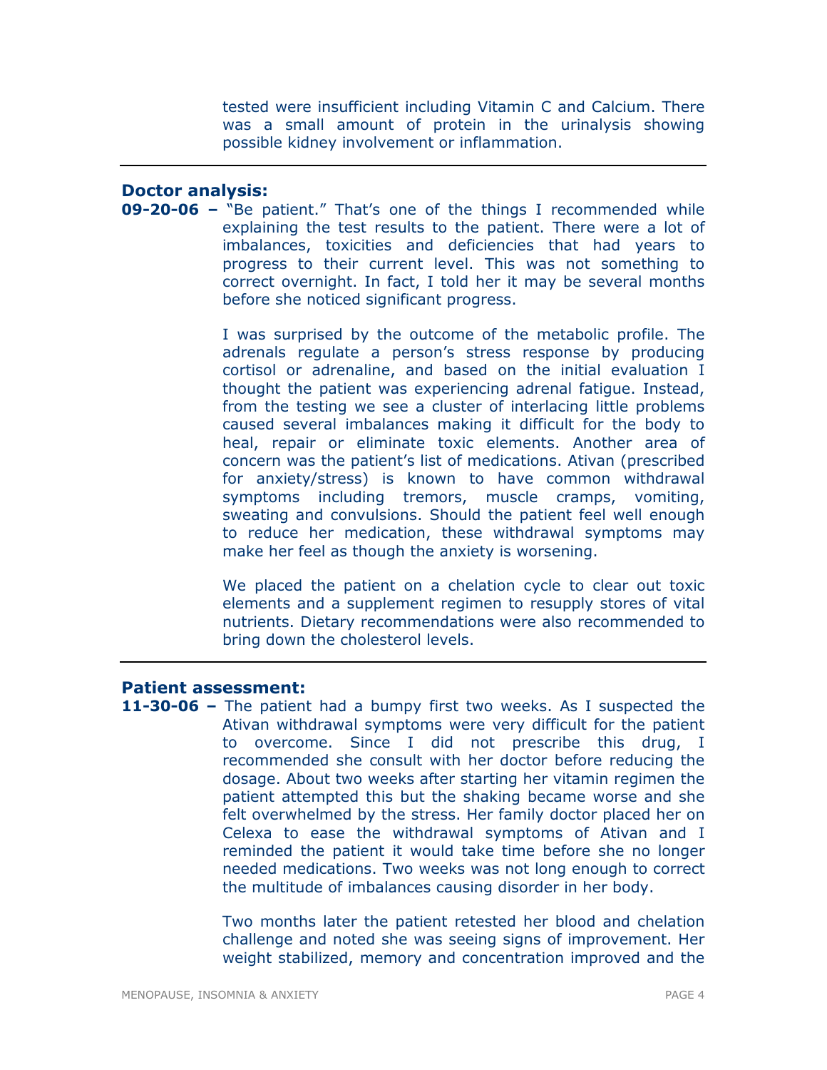tested were insufficient including Vitamin C and Calcium. There was a small amount of protein in the urinalysis showing possible kidney involvement or inflammation.

---

### Doctor analysis:

**09-20-06 –** "Be patient." That's one of the things I recommended while explaining the test results to the patient. There were a lot of imbalances, toxicities and deficiencies that had years to progress to their current level. This was not something to correct overnight. In fact, I told her it may be several months before she noticed significant progress.

I was surprised by the outcome of the metabolic profile. The adrenals regulate a person's stress response by producing cortisol or adrenaline, and based on the initial evaluation I thought the patient was experiencing adrenal fatigue. Instead, from the testing we see a cluster of interlacing little problems caused several imbalances making it difficult for the body to heal, repair or eliminate toxic elements. Another area of concern was the patient's list of medications. Ativan (prescribed for anxiety/stress) is known to have common withdrawal symptoms including tremors, muscle cramps, vomiting, sweating and convulsions. Should the patient feel well enough to reduce her medication, these withdrawal symptoms may make her feel as though the anxiety is worsening.

We placed the patient on a chelation cycle to clear out toxic elements and a supplement regimen to resupply stores of vital nutrients. Dietary recommendations were also recommended to bring down the cholesterol levels.

---

### Patient assessment:

**11-30-06 –** The patient had a bumpy first two weeks. As I suspected the Ativan withdrawal symptoms were very difficult for the patient to overcome. Since I did not prescribe this drug, I recommended she consult with her doctor before reducing the dosage. About two weeks after starting her vitamin regimen the patient attempted this but the shaking became worse and she felt overwhelmed by the stress. Her family doctor placed her on Celexa to ease the withdrawal symptoms of Ativan and I reminded the patient it would take time before she no longer needed medications. Two weeks was not long enough to correct the multitude of imbalances causing disorder in her body.

Two months later the patient retested her blood and chelation challenge and noted she was seeing signs of improvement. Her weight stabilized, memory and concentration improved and the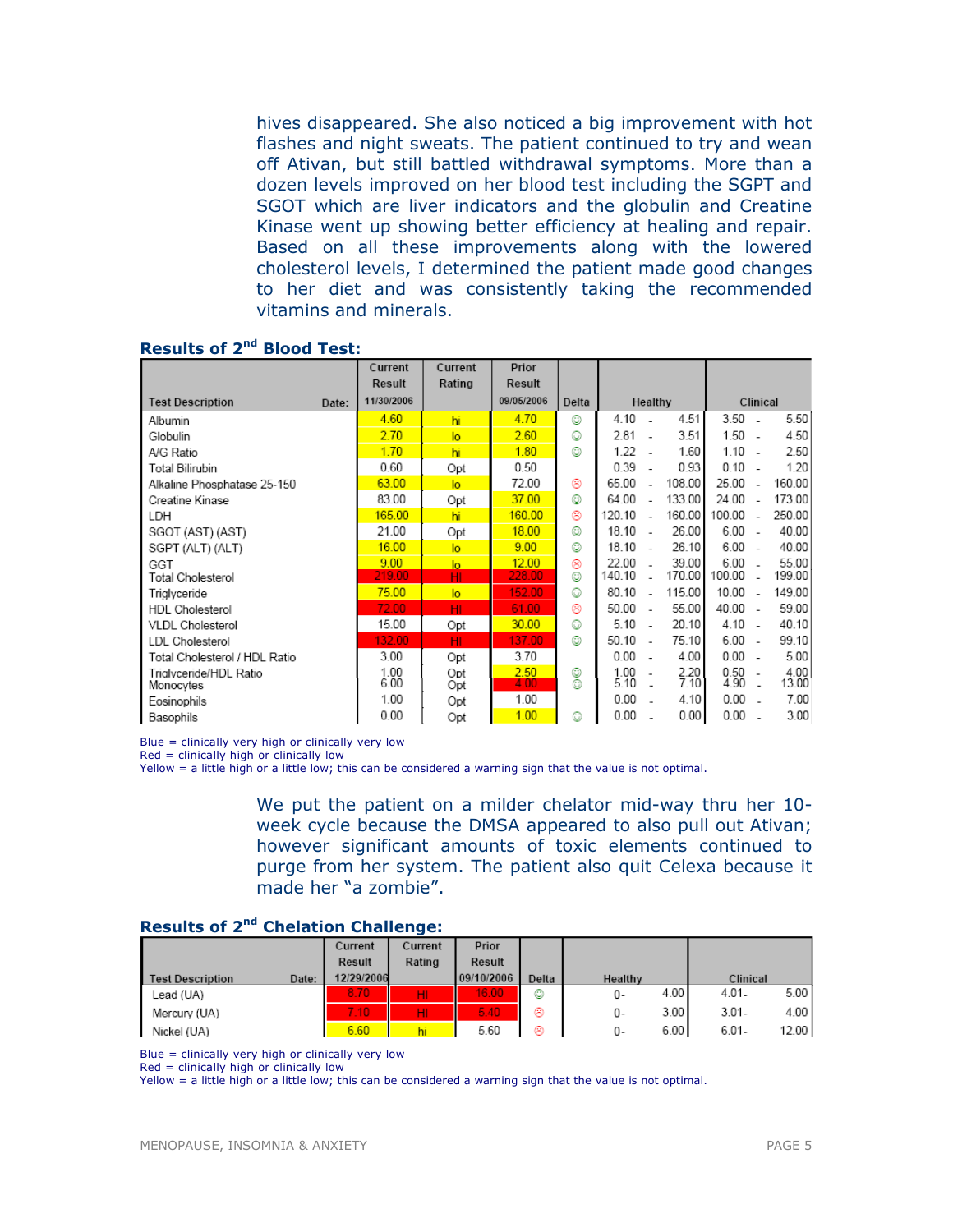hives disappeared. She also noticed a big improvement with hot flashes and night sweats. The patient continued to try and wean off Ativan, but still battled withdrawal symptoms. More than a dozen levels improved on her blood test including the SGPT and SGOT which are liver indicators and the globulin and Creatine Kinase went up showing better efficiency at healing and repair. Based on all these improvements along with the lowered cholesterol levels, I determined the patient made good changes to her diet and was consistently taking the recommended vitamins and minerals.

### Results of 2nd Blood Test:

| Test Description | Date: | Current Result 11/30/2006 | Current Rating | Prior Result 09/05/2006 | Delta | Healthy | | | Clinical | | |
|---|---|---|---|---|---|---|---|---|---|---|---|
| Albumin | | 4.60 | hi | 4.70 | ☺ | 4.10 | - | 4.51 | 3.50 | - | 5.50 |
| Globulin | | 2.70 | lo | 2.60 | ☺ | 2.81 | - | 3.51 | 1.50 | - | 4.50 |
| A/G Ratio | | 1.70 | hi | 1.80 | ☺ | 1.22 | - | 1.60 | 1.10 | - | 2.50 |
| Total Bilirubin | | 0.60 | Opt | 0.50 | | 0.39 | - | 0.93 | 0.10 | - | 1.20 |
| Alkaline Phosphatase 25-150 | | 63.00 | lo | 72.00 | ☹ | 65.00 | - | 108.00 | 25.00 | - | 160.00 |
| Creatine Kinase | | 83.00 | Opt | 37.00 | ☺ | 64.00 | - | 133.00 | 24.00 | - | 173.00 |
| LDH | | 165.00 | hi | 160.00 | ☹ | 120.10 | - | 160.00 | 100.00 | - | 250.00 |
| SGOT (AST) (AST) | | 21.00 | Opt | 18.00 | ☺ | 18.10 | - | 26.00 | 6.00 | - | 40.00 |
| SGPT (ALT) (ALT) | | 16.00 | lo | 9.00 | ☺ | 18.10 | - | 26.10 | 6.00 | - | 40.00 |
| GGT | | 9.00 | lo | 12.00 | ☹ | 22.00 | - | 39.00 | 6.00 | - | 55.00 |
| Total Cholesterol | | 219.00 | HI | 228.00 | ☺ | 140.10 | - | 170.00 | 100.00 | - | 199.00 |
| Triglyceride | | 75.00 | lo | 152.00 | ☺ | 80.10 | - | 115.00 | 10.00 | - | 149.00 |
| HDL Cholesterol | | 72.00 | HI | 61.00 | ☹ | 50.00 | - | 55.00 | 40.00 | - | 59.00 |
| VLDL Cholesterol | | 15.00 | Opt | 30.00 | ☺ | 5.10 | - | 20.10 | 4.10 | - | 40.10 |
| LDL Cholesterol | | 132.00 | HI | 137.00 | ☺ | 50.10 | - | 75.10 | 6.00 | - | 99.10 |
| Total Cholesterol / HDL Ratio | | 3.00 | Opt | 3.70 | | 0.00 | - | 4.00 | 0.00 | - | 5.00 |
| Triglyceride/HDL Ratio | | 1.00 | Opt | 2.50 | ☺ | 1.00 | - | 2.20 | 0.50 | - | 4.00 |
| Monocytes | | 6.00 | Opt | 4.00 | ☺ | 5.10 | - | 7.10 | 4.90 | - | 13.00 |
| Eosinophils | | 1.00 | Opt | 1.00 | | 0.00 | - | 4.10 | 0.00 | - | 7.00 |
| Basophils | | 0.00 | Opt | 1.00 | ☺ | 0.00 | - | 0.00 | 0.00 | - | 3.00 |

Blue = clinically very high or clinically very low
Red = clinically high or clinically low
Yellow = a little high or a little low; this can be considered a warning sign that the value is not optimal.

We put the patient on a milder chelator mid-way thru her 10-week cycle because the DMSA appeared to also pull out Ativan; however significant amounts of toxic elements continued to purge from her system. The patient also quit Celexa because it made her "a zombie".

### Results of 2nd Chelation Challenge:

| Test Description | Date: | Current Result 12/29/2006 | Current Rating | Prior Result 09/10/2006 | Delta | Healthy | | Clinical | |
|---|---|---|---|---|---|---|---|---|---|
| Lead (UA) | | 8.70 | HI | 16.00 | ☺ | 0- | 4.00 | 4.01- | 5.00 |
| Mercury (UA) | | 7.10 | HI | 5.40 | ☹ | 0- | 3.00 | 3.01- | 4.00 |
| Nickel (UA) | | 6.60 | hi | 5.60 | ☹ | 0- | 6.00 | 6.01- | 12.00 |

Blue = clinically very high or clinically very low
Red = clinically high or clinically low
Yellow = a little high or a little low; this can be considered a warning sign that the value is not optimal.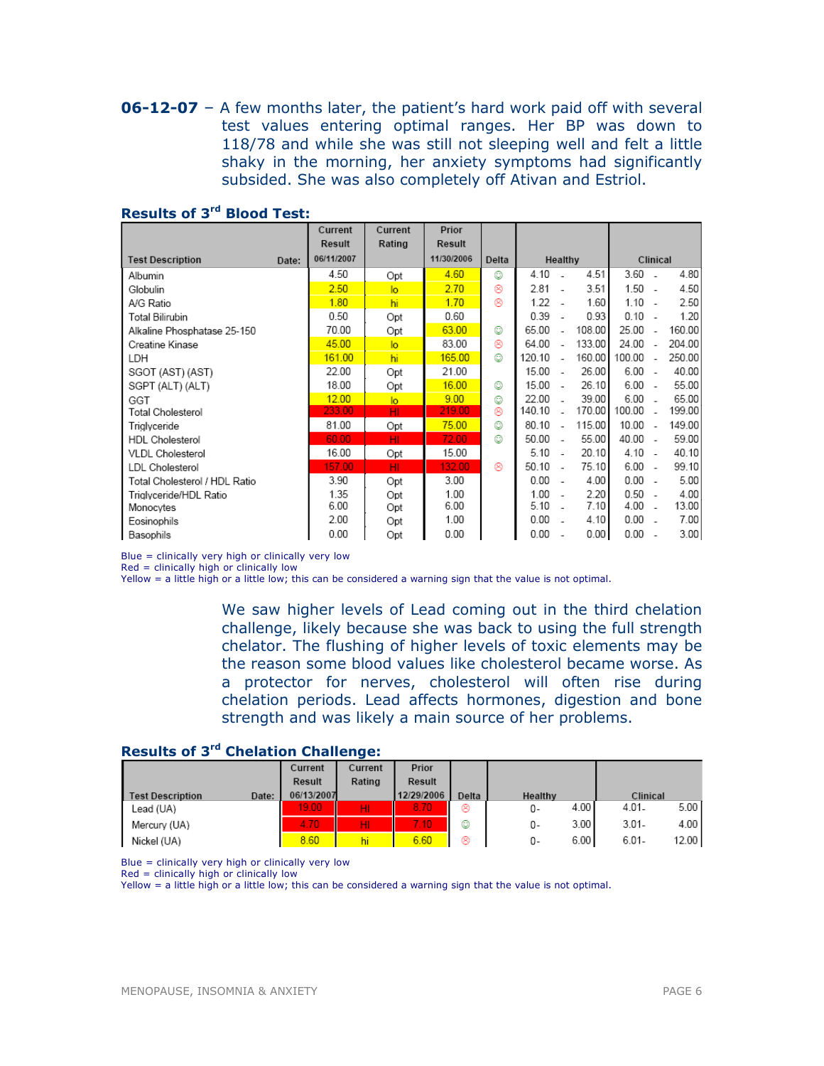**06-12-07** – A few months later, the patient's hard work paid off with several test values entering optimal ranges. Her BP was down to 118/78 and while she was still not sleeping well and felt a little shaky in the morning, her anxiety symptoms had significantly subsided. She was also completely off Ativan and Estriol.

### Results of 3rd Blood Test:

| Test Description | Current Result 06/11/2007 | Current Rating | Prior Result 11/30/2006 | Delta | Healthy | Clinical |
|---|---|---|---|---|---|---|
| Albumin | 4.50 | Opt | 4.60 | ☺ | 4.10 - 4.51 | 3.60 - 4.80 |
| Globulin | 2.50 | lo | 2.70 | ☹ | 2.81 - 3.51 | 1.50 - 4.50 |
| A/G Ratio | 1.80 | hi | 1.70 | ☹ | 1.22 - 1.60 | 1.10 - 2.50 |
| Total Bilirubin | 0.50 | Opt | 0.60 | | 0.39 - 0.93 | 0.10 - 1.20 |
| Alkaline Phosphatase 25-150 | 70.00 | Opt | 63.00 | ☺ | 65.00 - 108.00 | 25.00 - 160.00 |
| Creatine Kinase | 45.00 | lo | 83.00 | ☹ | 64.00 - 133.00 | 24.00 - 204.00 |
| LDH | 161.00 | hi | 165.00 | ☺ | 120.10 - 160.00 | 100.00 - 250.00 |
| SGOT (AST) (AST) | 22.00 | Opt | 21.00 | | 15.00 - 26.00 | 6.00 - 40.00 |
| SGPT (ALT) (ALT) | 18.00 | Opt | 16.00 | ☺ | 15.00 - 26.10 | 6.00 - 55.00 |
| GGT | 12.00 | lo | 9.00 | ☺ | 22.00 - 39.00 | 6.00 - 65.00 |
| Total Cholesterol | 233.00 | HI | 219.00 | ☹ | 140.10 - 170.00 | 100.00 - 199.00 |
| Triglyceride | 81.00 | Opt | 75.00 | ☺ | 80.10 - 115.00 | 10.00 - 149.00 |
| HDL Cholesterol | 60.00 | HI | 72.00 | ☺ | 50.00 - 55.00 | 40.00 - 59.00 |
| VLDL Cholesterol | 16.00 | Opt | 15.00 | | 5.10 - 20.10 | 4.10 - 40.10 |
| LDL Cholesterol | 157.00 | HI | 132.00 | ☹ | 50.10 - 75.10 | 6.00 - 99.10 |
| Total Cholesterol / HDL Ratio | 3.90 | Opt | 3.00 | | 0.00 - 4.00 | 0.00 - 5.00 |
| Triglyceride/HDL Ratio | 1.35 | Opt | 1.00 | | 1.00 - 2.20 | 0.50 - 4.00 |
| Monocytes | 6.00 | Opt | 6.00 | | 5.10 - 7.10 | 4.00 - 13.00 |
| Eosinophils | 2.00 | Opt | 1.00 | | 0.00 - 4.10 | 0.00 - 7.00 |
| Basophils | 0.00 | Opt | 0.00 | | 0.00 - 0.00 | 0.00 - 3.00 |

Blue = clinically very high or clinically very low
Red = clinically high or clinically low
Yellow = a little high or a little low; this can be considered a warning sign that the value is not optimal.

We saw higher levels of Lead coming out in the third chelation challenge, likely because she was back to using the full strength chelator. The flushing of higher levels of toxic elements may be the reason some blood values like cholesterol became worse. As a protector for nerves, cholesterol will often rise during chelation periods. Lead affects hormones, digestion and bone strength and was likely a main source of her problems.

### Results of 3rd Chelation Challenge:

| Test Description | Current Result 06/13/2007 | Current Rating | Prior Result 12/29/2006 | Delta | Healthy | Clinical |
|---|---|---|---|---|---|---|
| Lead (UA) | 19.00 | HI | 8.70 | ☹ | 0- 4.00 | 4.01- 5.00 |
| Mercury (UA) | 4.70 | HI | 7.10 | ☺ | 0- 3.00 | 3.01- 4.00 |
| Nickel (UA) | 8.60 | hi | 6.60 | ☹ | 0- 6.00 | 6.01- 12.00 |

Blue = clinically very high or clinically very low
Red = clinically high or clinically low
Yellow = a little high or a little low; this can be considered a warning sign that the value is not optimal.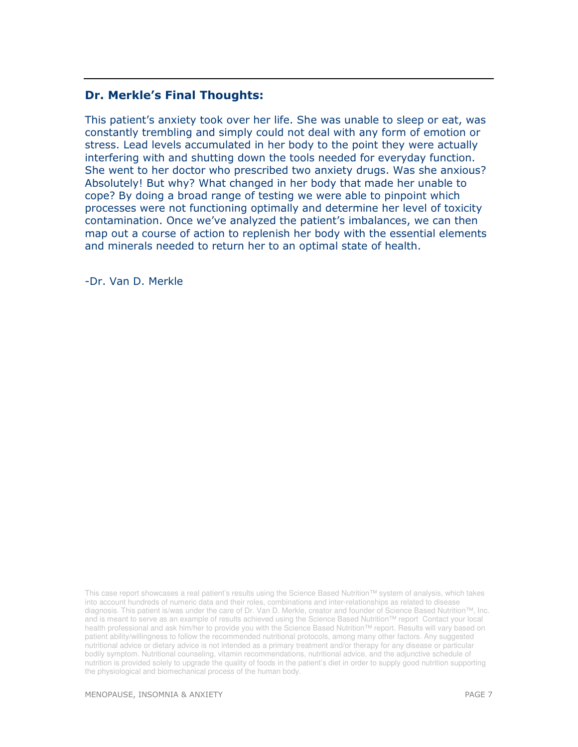## Dr. Merkle's Final Thoughts:

This patient's anxiety took over her life. She was unable to sleep or eat, was constantly trembling and simply could not deal with any form of emotion or stress. Lead levels accumulated in her body to the point they were actually interfering with and shutting down the tools needed for everyday function. She went to her doctor who prescribed two anxiety drugs. Was she anxious? Absolutely! But why? What changed in her body that made her unable to cope? By doing a broad range of testing we were able to pinpoint which processes were not functioning optimally and determine her level of toxicity contamination. Once we've analyzed the patient's imbalances, we can then map out a course of action to replenish her body with the essential elements and minerals needed to return her to an optimal state of health.

-Dr. Van D. Merkle

This case report showcases a real patient's results using the Science Based Nutrition™ system of analysis, which takes into account hundreds of numeric data and their roles, combinations and inter-relationships as related to disease diagnosis. This patient is/was under the care of Dr. Van D. Merkle, creator and founder of Science Based Nutrition™, Inc. and is meant to serve as an example of results achieved using the Science Based Nutrition™ report Contact your local health professional and ask him/her to provide you with the Science Based Nutrition™ report. Results will vary based on patient ability/willingness to follow the recommended nutritional protocols, among many other factors. Any suggested nutritional advice or dietary advice is not intended as a primary treatment and/or therapy for any disease or particular bodily symptom. Nutritional counseling, vitamin recommendations, nutritional advice, and the adjunctive schedule of nutrition is provided solely to upgrade the quality of foods in the patient's diet in order to supply good nutrition supporting the physiological and biomechanical process of the human body.